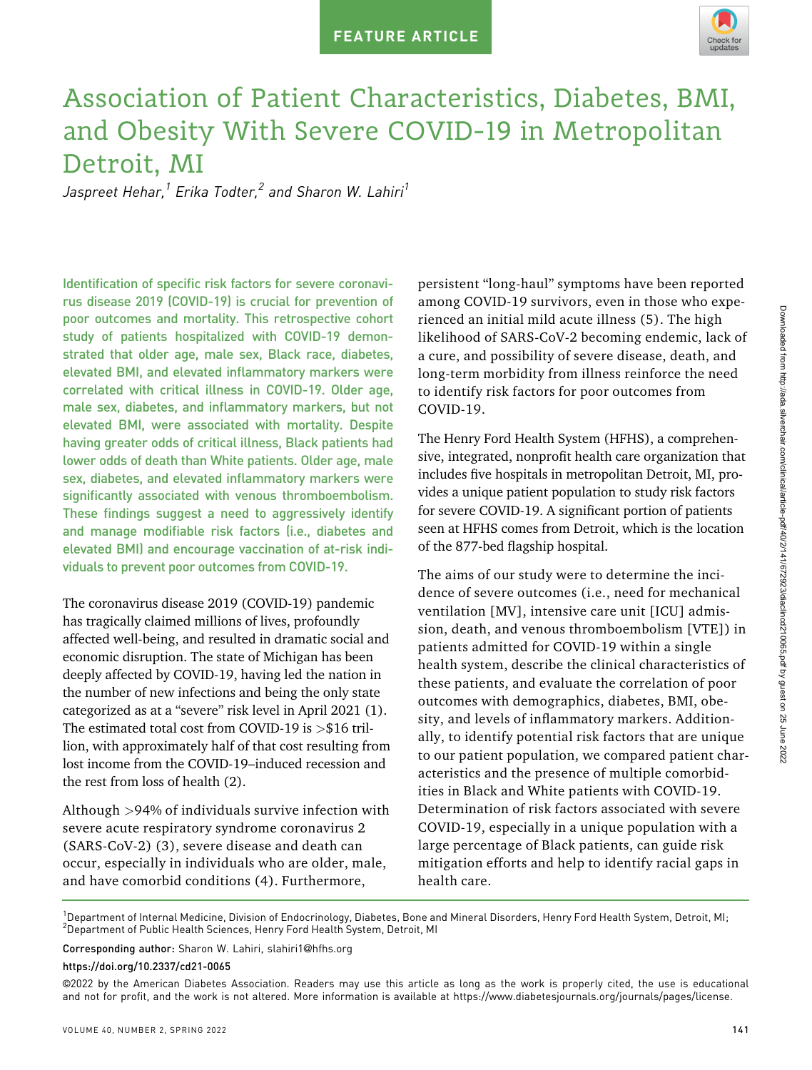FEATURE ARTICLE

# Association of Patient Characteristics, Diabetes, BMI, and Obesity With Severe COVID-19 in Metropolitan Detroit, MI

*Jaspreet Hehar,[1] Erika Todter,[2] and Sharon W. Lahiri[1]*

Identification of specific risk factors for severe coronavirus disease 2019 (COVID-19) is crucial for prevention of poor outcomes and mortality. This retrospective cohort study of patients hospitalized with COVID-19 demonstrated that older age, male sex, Black race, diabetes, elevated BMI, and elevated inflammatory markers were correlated with critical illness in COVID-19. Older age, male sex, diabetes, and inflammatory markers, but not elevated BMI, were associated with mortality. Despite having greater odds of critical illness, Black patients had lower odds of death than White patients. Older age, male sex, diabetes, and elevated inflammatory markers were significantly associated with venous thromboembolism. These findings suggest a need to aggressively identify and manage modifiable risk factors (i.e., diabetes and elevated BMI) and encourage vaccination of at-risk individuals to prevent poor outcomes from COVID-19.

The coronavirus disease 2019 (COVID-19) pandemic has tragically claimed millions of lives, profoundly affected well-being, and resulted in dramatic social and economic disruption. The state of Michigan has been deeply affected by COVID-19, having led the nation in the number of new infections and being the only state categorized as at a "severe" risk level in April 2021 (1). The estimated total cost from COVID-19 is >$16 trillion, with approximately half of that cost resulting from lost income from the COVID-19–induced recession and the rest from loss of health (2).

Although >94% of individuals survive infection with severe acute respiratory syndrome coronavirus 2 (SARS-CoV-2) (3), severe disease and death can occur, especially in individuals who are older, male, and have comorbid conditions (4). Furthermore, persistent "long-haul" symptoms have been reported among COVID-19 survivors, even in those who experienced an initial mild acute illness (5). The high likelihood of SARS-CoV-2 becoming endemic, lack of a cure, and possibility of severe disease, death, and long-term morbidity from illness reinforce the need to identify risk factors for poor outcomes from COVID-19.

The Henry Ford Health System (HFHS), a comprehensive, integrated, nonprofit health care organization that includes five hospitals in metropolitan Detroit, MI, provides a unique patient population to study risk factors for severe COVID-19. A significant portion of patients seen at HFHS comes from Detroit, which is the location of the 877-bed flagship hospital.

The aims of our study were to determine the incidence of severe outcomes (i.e., need for mechanical ventilation [MV], intensive care unit [ICU] admission, death, and venous thromboembolism [VTE]) in patients admitted for COVID-19 within a single health system, describe the clinical characteristics of these patients, and evaluate the correlation of poor outcomes with demographics, diabetes, BMI, obesity, and levels of inflammatory markers. Additionally, to identify potential risk factors that are unique to our patient population, we compared patient characteristics and the presence of multiple comorbidities in Black and White patients with COVID-19. Determination of risk factors associated with severe COVID-19, especially in a unique population with a large percentage of Black patients, can guide risk mitigation efforts and help to identify racial gaps in health care.

[1]Department of Internal Medicine, Division of Endocrinology, Diabetes, Bone and Mineral Disorders, Henry Ford Health System, Detroit, MI; [2]Department of Public Health Sciences, Henry Ford Health System, Detroit, MI

Corresponding author: Sharon W. Lahiri, slahiri1@hfhs.org

https://doi.org/10.2337/cd21-0065

©2022 by the American Diabetes Association. Readers may use this article as long as the work is properly cited, the use is educational and not for profit, and the work is not altered. More information is available at https://www.diabetesjournals.org/journals/pages/license.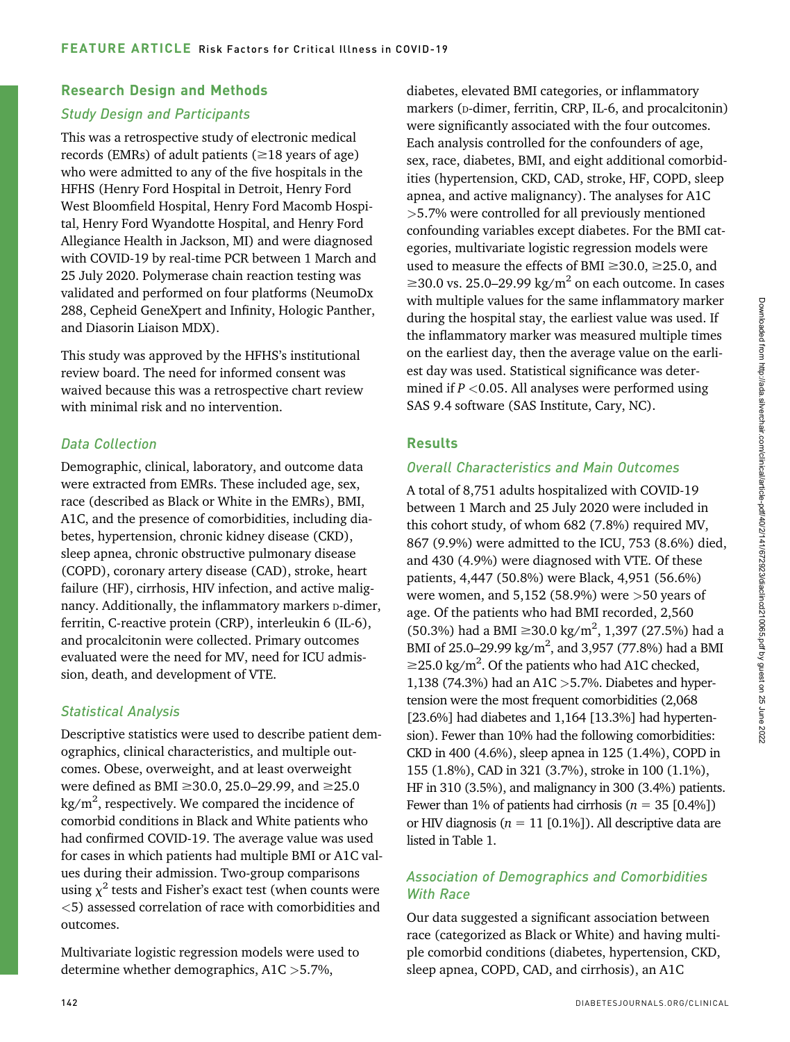## Research Design and Methods

### Study Design and Participants

This was a retrospective study of electronic medical records (EMRs) of adult patients (≥18 years of age) who were admitted to any of the five hospitals in the HFHS (Henry Ford Hospital in Detroit, Henry Ford West Bloomfield Hospital, Henry Ford Macomb Hospital, Henry Ford Wyandotte Hospital, and Henry Ford Allegiance Health in Jackson, MI) and were diagnosed with COVID-19 by real-time PCR between 1 March and 25 July 2020. Polymerase chain reaction testing was validated and performed on four platforms (NeumoDx 288, Cepheid GeneXpert and Infinity, Hologic Panther, and Diasorin Liaison MDX).

This study was approved by the HFHS's institutional review board. The need for informed consent was waived because this was a retrospective chart review with minimal risk and no intervention.

### Data Collection

Demographic, clinical, laboratory, and outcome data were extracted from EMRs. These included age, sex, race (described as Black or White in the EMRs), BMI, A1C, and the presence of comorbidities, including diabetes, hypertension, chronic kidney disease (CKD), sleep apnea, chronic obstructive pulmonary disease (COPD), coronary artery disease (CAD), stroke, heart failure (HF), cirrhosis, HIV infection, and active malignancy. Additionally, the inflammatory markers D-dimer, ferritin, C-reactive protein (CRP), interleukin 6 (IL-6), and procalcitonin were collected. Primary outcomes evaluated were the need for MV, need for ICU admission, death, and development of VTE.

### Statistical Analysis

Descriptive statistics were used to describe patient demographics, clinical characteristics, and multiple outcomes. Obese, overweight, and at least overweight were defined as BMI ≥30.0, 25.0–29.99, and ≥25.0 kg/m$^2$, respectively. We compared the incidence of comorbid conditions in Black and White patients who had confirmed COVID-19. The average value was used for cases in which patients had multiple BMI or A1C values during their admission. Two-group comparisons using $\chi^2$ tests and Fisher's exact test (when counts were <5) assessed correlation of race with comorbidities and outcomes.

Multivariate logistic regression models were used to determine whether demographics, A1C >5.7%, diabetes, elevated BMI categories, or inflammatory markers (D-dimer, ferritin, CRP, IL-6, and procalcitonin) were significantly associated with the four outcomes. Each analysis controlled for the confounders of age, sex, race, diabetes, BMI, and eight additional comorbidities (hypertension, CKD, CAD, stroke, HF, COPD, sleep apnea, and active malignancy). The analyses for A1C >5.7% were controlled for all previously mentioned confounding variables except diabetes. For the BMI categories, multivariate logistic regression models were used to measure the effects of BMI ≥30.0, ≥25.0, and ≥30.0 vs. 25.0–29.99 kg/m$^2$ on each outcome. In cases with multiple values for the same inflammatory marker during the hospital stay, the earliest value was used. If the inflammatory marker was measured multiple times on the earliest day, then the average value on the earliest day was used. Statistical significance was determined if $P$ <0.05. All analyses were performed using SAS 9.4 software (SAS Institute, Cary, NC).

## Results

### Overall Characteristics and Main Outcomes

A total of 8,751 adults hospitalized with COVID-19 between 1 March and 25 July 2020 were included in this cohort study, of whom 682 (7.8%) required MV, 867 (9.9%) were admitted to the ICU, 753 (8.6%) died, and 430 (4.9%) were diagnosed with VTE. Of these patients, 4,447 (50.8%) were Black, 4,951 (56.6%) were women, and 5,152 (58.9%) were >50 years of age. Of the patients who had BMI recorded, 2,560 (50.3%) had a BMI ≥30.0 kg/m$^2$, 1,397 (27.5%) had a BMI of 25.0–29.99 kg/m$^2$, and 3,957 (77.8%) had a BMI ≥25.0 kg/m$^2$. Of the patients who had A1C checked, 1,138 (74.3%) had an A1C >5.7%. Diabetes and hypertension were the most frequent comorbidities (2,068 [23.6%] had diabetes and 1,164 [13.3%] had hypertension). Fewer than 10% had the following comorbidities: CKD in 400 (4.6%), sleep apnea in 125 (1.4%), COPD in 155 (1.8%), CAD in 321 (3.7%), stroke in 100 (1.1%), HF in 310 (3.5%), and malignancy in 300 (3.4%) patients. Fewer than 1% of patients had cirrhosis ($n$ = 35 [0.4%]) or HIV diagnosis ($n$ = 11 [0.1%]). All descriptive data are listed in Table 1.

### Association of Demographics and Comorbidities With Race

Our data suggested a significant association between race (categorized as Black or White) and having multiple comorbid conditions (diabetes, hypertension, CKD, sleep apnea, COPD, CAD, and cirrhosis), an A1C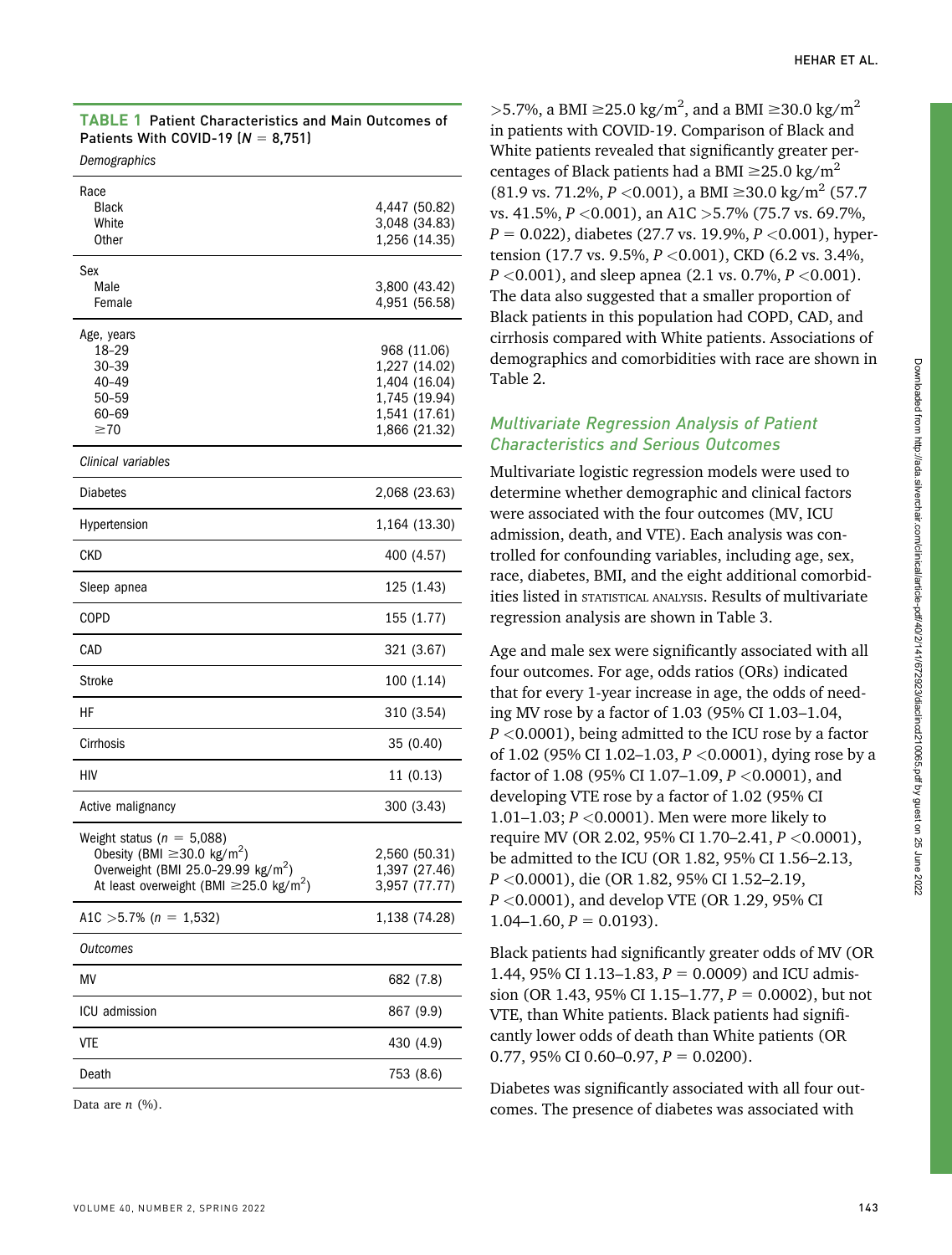**TABLE 1** Patient Characteristics and Main Outcomes of Patients With COVID-19 ($N$ = 8,751)

| *Demographics* | |
|---|---|
| Race | |
| Black | 4,447 (50.82) |
| White | 3,048 (34.83) |
| Other | 1,256 (14.35) |
| Sex | |
| Male | 3,800 (43.42) |
| Female | 4,951 (56.58) |
| Age, years | |
| 18–29 | 968 (11.06) |
| 30–39 | 1,227 (14.02) |
| 40–49 | 1,404 (16.04) |
| 50–59 | 1,745 (19.94) |
| 60–69 | 1,541 (17.61) |
| ≥70 | 1,866 (21.32) |
| *Clinical variables* | |
| Diabetes | 2,068 (23.63) |
| Hypertension | 1,164 (13.30) |
| CKD | 400 (4.57) |
| Sleep apnea | 125 (1.43) |
| COPD | 155 (1.77) |
| CAD | 321 (3.67) |
| Stroke | 100 (1.14) |
| HF | 310 (3.54) |
| Cirrhosis | 35 (0.40) |
| HIV | 11 (0.13) |
| Active malignancy | 300 (3.43) |
| Weight status ($n$ = 5,088) | |
| Obesity (BMI ≥30.0 kg/m$^2$) | 2,560 (50.31) |
| Overweight (BMI 25.0–29.99 kg/m$^2$) | 1,397 (27.46) |
| At least overweight (BMI ≥25.0 kg/m$^2$) | 3,957 (77.77) |
| A1C >5.7% ($n$ = 1,532) | 1,138 (74.28) |
| *Outcomes* | |
| MV | 682 (7.8) |
| ICU admission | 867 (9.9) |
| VTE | 430 (4.9) |
| Death | 753 (8.6) |

Data are $n$ (%).

>5.7%, a BMI ≥25.0 kg/m$^2$, and a BMI ≥30.0 kg/m$^2$ in patients with COVID-19. Comparison of Black and White patients revealed that significantly greater percentages of Black patients had a BMI ≥25.0 kg/m$^2$ (81.9 vs. 71.2%, $P$ <0.001), a BMI ≥30.0 kg/m$^2$ (57.7 vs. 41.5%, $P$ <0.001), an A1C >5.7% (75.7 vs. 69.7%, $P$ = 0.022), diabetes (27.7 vs. 19.9%, $P$ <0.001), hypertension (17.7 vs. 9.5%, $P$ <0.001), CKD (6.2 vs. 3.4%, $P$ <0.001), and sleep apnea (2.1 vs. 0.7%, $P$ <0.001). The data also suggested that a smaller proportion of Black patients in this population had COPD, CAD, and cirrhosis compared with White patients. Associations of demographics and comorbidities with race are shown in Table 2.

### *Multivariate Regression Analysis of Patient Characteristics and Serious Outcomes*

Multivariate logistic regression models were used to determine whether demographic and clinical factors were associated with the four outcomes (MV, ICU admission, death, and VTE). Each analysis was controlled for confounding variables, including age, sex, race, diabetes, BMI, and the eight additional comorbidities listed in STATISTICAL ANALYSIS. Results of multivariate regression analysis are shown in Table 3.

Age and male sex were significantly associated with all four outcomes. For age, odds ratios (ORs) indicated that for every 1-year increase in age, the odds of needing MV rose by a factor of 1.03 (95% CI 1.03–1.04, $P$ <0.0001), being admitted to the ICU rose by a factor of 1.02 (95% CI 1.02–1.03, $P$ <0.0001), dying rose by a factor of 1.08 (95% CI 1.07–1.09, $P$ <0.0001), and developing VTE rose by a factor of 1.02 (95% CI 1.01–1.03; $P$ <0.0001). Men were more likely to require MV (OR 2.02, 95% CI 1.70–2.41, $P$ <0.0001), be admitted to the ICU (OR 1.82, 95% CI 1.56–2.13, $P$ <0.0001), die (OR 1.82, 95% CI 1.52–2.19, $P$ <0.0001), and develop VTE (OR 1.29, 95% CI 1.04–1.60, $P$ = 0.0193).

Black patients had significantly greater odds of MV (OR 1.44, 95% CI 1.13–1.83, $P$ = 0.0009) and ICU admission (OR 1.43, 95% CI 1.15–1.77, $P$ = 0.0002), but not VTE, than White patients. Black patients had significantly lower odds of death than White patients (OR 0.77, 95% CI 0.60–0.97, $P$ = 0.0200).

Diabetes was significantly associated with all four outcomes. The presence of diabetes was associated with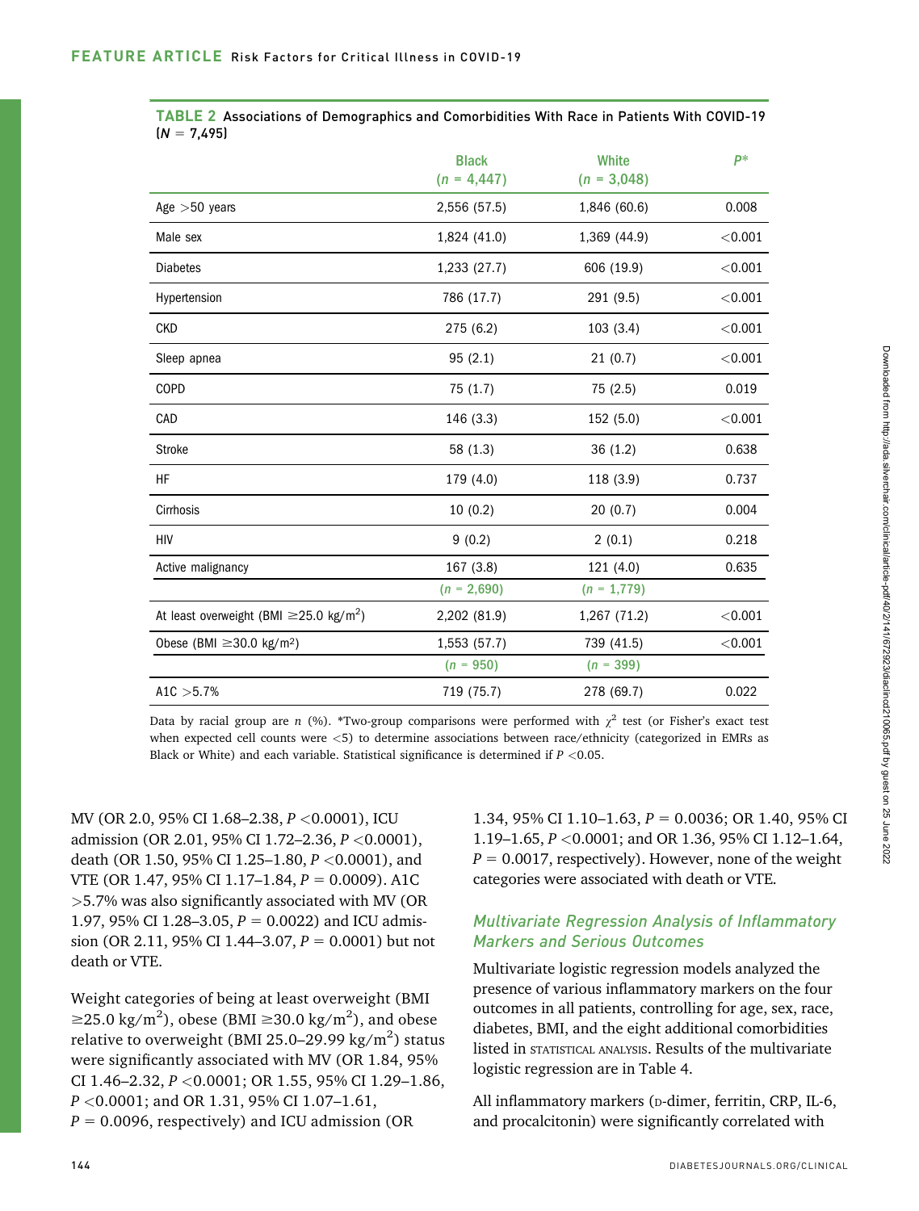**TABLE 2** Associations of Demographics and Comorbidities With Race in Patients With COVID-19 (N = 7,495)

| | Black (n = 4,447) | White (n = 3,048) | P* |
|---|---|---|---|
| Age >50 years | 2,556 (57.5) | 1,846 (60.6) | 0.008 |
| Male sex | 1,824 (41.0) | 1,369 (44.9) | <0.001 |
| Diabetes | 1,233 (27.7) | 606 (19.9) | <0.001 |
| Hypertension | 786 (17.7) | 291 (9.5) | <0.001 |
| CKD | 275 (6.2) | 103 (3.4) | <0.001 |
| Sleep apnea | 95 (2.1) | 21 (0.7) | <0.001 |
| COPD | 75 (1.7) | 75 (2.5) | 0.019 |
| CAD | 146 (3.3) | 152 (5.0) | <0.001 |
| Stroke | 58 (1.3) | 36 (1.2) | 0.638 |
| HF | 179 (4.0) | 118 (3.9) | 0.737 |
| Cirrhosis | 10 (0.2) | 20 (0.7) | 0.004 |
| HIV | 9 (0.2) | 2 (0.1) | 0.218 |
| Active malignancy | 167 (3.8) | 121 (4.0) | 0.635 |
| | (n = 2,690) | (n = 1,779) | |
| At least overweight (BMI ≥25.0 kg/m$^2$) | 2,202 (81.9) | 1,267 (71.2) | <0.001 |
| Obese (BMI ≥30.0 kg/m$^2$) | 1,553 (57.7) | 739 (41.5) | <0.001 |
| | (n = 950) | (n = 399) | |
| A1C >5.7% | 719 (75.7) | 278 (69.7) | 0.022 |

Data by racial group are n (%). *Two-group comparisons were performed with $\chi^2$ test (or Fisher's exact test when expected cell counts were <5) to determine associations between race/ethnicity (categorized in EMRs as Black or White) and each variable. Statistical significance is determined if $P$ <0.05.

MV (OR 2.0, 95% CI 1.68–2.38, $P$ <0.0001), ICU admission (OR 2.01, 95% CI 1.72–2.36, $P$ <0.0001), death (OR 1.50, 95% CI 1.25–1.80, $P$ <0.0001), and VTE (OR 1.47, 95% CI 1.17–1.84, $P$ = 0.0009). A1C >5.7% was also significantly associated with MV (OR 1.97, 95% CI 1.28–3.05, $P$ = 0.0022) and ICU admission (OR 2.11, 95% CI 1.44–3.07, $P$ = 0.0001) but not death or VTE.

Weight categories of being at least overweight (BMI ≥25.0 kg/m$^2$), obese (BMI ≥30.0 kg/m$^2$), and obese relative to overweight (BMI 25.0–29.99 kg/m$^2$) status were significantly associated with MV (OR 1.84, 95% CI 1.46–2.32, $P$ <0.0001; OR 1.55, 95% CI 1.29–1.86, $P$ <0.0001; and OR 1.31, 95% CI 1.07–1.61, $P$ = 0.0096, respectively) and ICU admission (OR 1.34, 95% CI 1.10–1.63, $P$ = 0.0036; OR 1.40, 95% CI 1.19–1.65, $P$ <0.0001; and OR 1.36, 95% CI 1.12–1.64, $P$ = 0.0017, respectively). However, none of the weight categories were associated with death or VTE.

### *Multivariate Regression Analysis of Inflammatory Markers and Serious Outcomes*

Multivariate logistic regression models analyzed the presence of various inflammatory markers on the four outcomes in all patients, controlling for age, sex, race, diabetes, BMI, and the eight additional comorbidities listed in STATISTICAL ANALYSIS. Results of the multivariate logistic regression are in Table 4.

All inflammatory markers (D-dimer, ferritin, CRP, IL-6, and procalcitonin) were significantly correlated with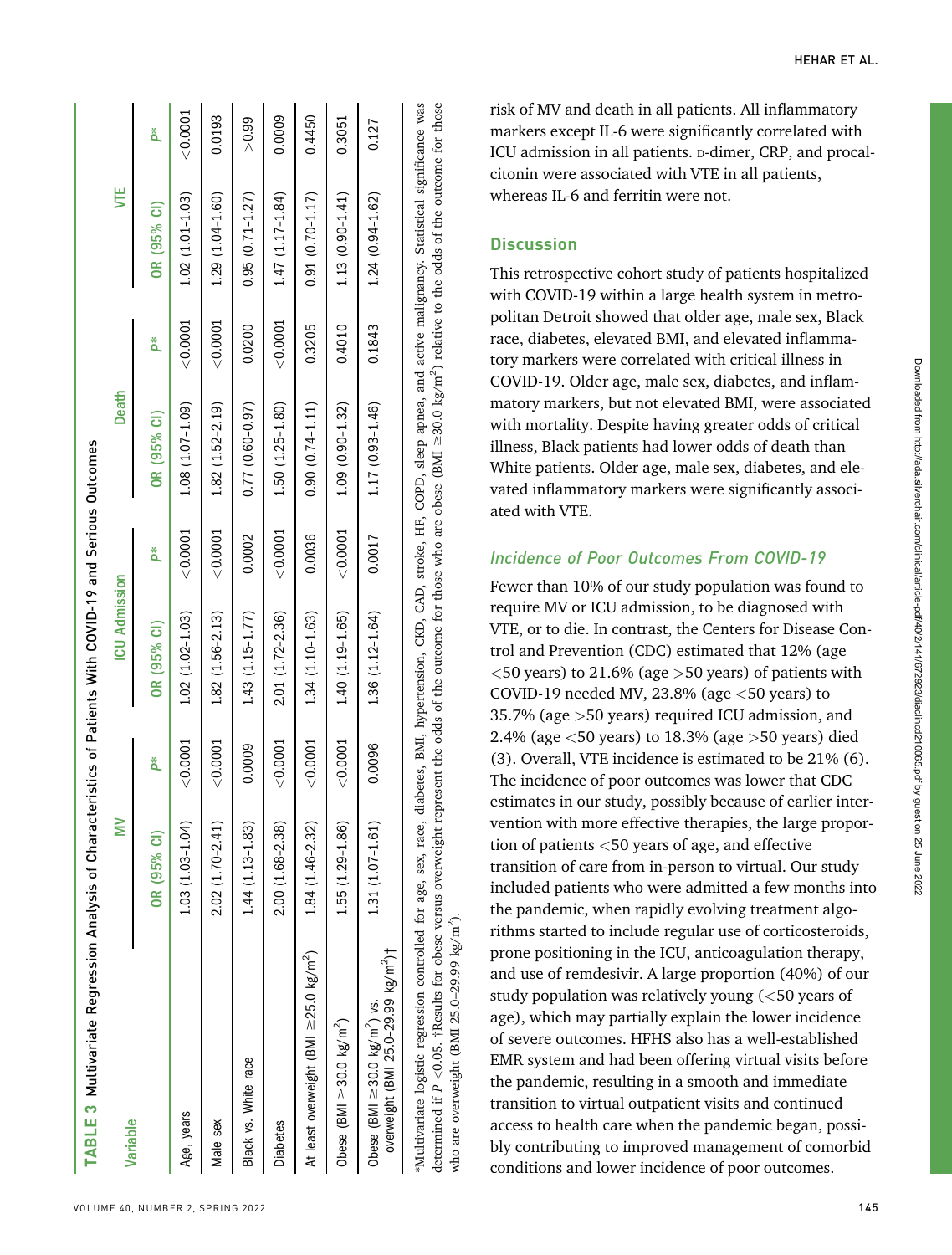**TABLE 3** Multivariate Regression Analysis of Characteristics of Patients With COVID-19 and Serious Outcomes

| Variable | MV | | ICU Admission | | Death | | VTE | |
|---|---|---|---|---|---|---|---|---|
| | OR (95% CI) | P* | OR (95% CI) | P* | OR (95% CI) | P* | OR (95% CI) | P* |
| Age, years | 1.03 (1.03–1.04) | <0.0001 | 1.02 (1.02–1.03) | <0.0001 | 1.08 (1.07–1.09) | <0.0001 | 1.02 (1.01–1.03) | <0.0001 |
| Male sex | 2.02 (1.70–2.41) | <0.0001 | 1.82 (1.56–2.13) | <0.0001 | 1.82 (1.52–2.19) | <0.0001 | 1.29 (1.04–1.60) | 0.0193 |
| Black vs. White race | 1.44 (1.13–1.83) | 0.0009 | 1.43 (1.15–1.77) | 0.0002 | 0.77 (0.60–0.97) | 0.0200 | 0.95 (0.71–1.27) | >0.99 |
| Diabetes | 2.00 (1.68–2.38) | <0.0001 | 2.01 (1.72–2.36) | <0.0001 | 1.50 (1.25–1.80) | <0.0001 | 1.47 (1.17–1.84) | 0.0009 |
| At least overweight (BMI ≥25.0 kg/m$^2$) | 1.84 (1.46–2.32) | <0.0001 | 1.34 (1.10–1.63) | 0.0036 | 0.90 (0.74–1.11) | 0.3205 | 0.91 (0.70–1.17) | 0.4450 |
| Obese (BMI ≥30.0 kg/m$^2$) | 1.55 (1.29–1.86) | <0.0001 | 1.40 (1.19–1.65) | <0.0001 | 1.09 (0.90–1.32) | 0.4010 | 1.13 (0.90–1.41) | 0.3051 |
| Obese (BMI ≥30.0 kg/m$^2$) vs. overweight (BMI 25.0–29.99 kg/m$^2$)† | 1.31 (1.07–1.61) | 0.0096 | 1.36 (1.12–1.64) | 0.0017 | 1.17 (0.93–1.46) | 0.1843 | 1.24 (0.94–1.62) | 0.127 |

*Multivariate logistic regression controlled for age, sex, race, diabetes, BMI, hypertension, CKD, CAD, stroke, HF, COPD, sleep apnea, and active malignancy. Statistical significance was determined if $P$ <0.05. †Results for obese versus overweight represent the odds of the outcome for those who are obese (BMI ≥30.0 kg/m$^2$) relative to the odds of the outcome for those who are overweight (BMI 25.0–29.99 kg/m$^2$).

risk of MV and death in all patients. All inflammatory markers except IL-6 were significantly correlated with ICU admission in all patients. D-dimer, CRP, and procalcitonin were associated with VTE in all patients, whereas IL-6 and ferritin were not.

## Discussion

This retrospective cohort study of patients hospitalized with COVID-19 within a large health system in metropolitan Detroit showed that older age, male sex, Black race, diabetes, elevated BMI, and elevated inflammatory markers were correlated with critical illness in COVID-19. Older age, male sex, diabetes, and inflammatory markers, but not elevated BMI, were associated with mortality. Despite having greater odds of critical illness, Black patients had lower odds of death than White patients. Older age, male sex, diabetes, and elevated inflammatory markers were significantly associated with VTE.

### *Incidence of Poor Outcomes From COVID-19*

Fewer than 10% of our study population was found to require MV or ICU admission, to be diagnosed with VTE, or to die. In contrast, the Centers for Disease Control and Prevention (CDC) estimated that 12% (age <50 years) to 21.6% (age >50 years) of patients with COVID-19 needed MV, 23.8% (age <50 years) to 35.7% (age >50 years) required ICU admission, and 2.4% (age <50 years) to 18.3% (age >50 years) died (3). Overall, VTE incidence is estimated to be 21% (6). The incidence of poor outcomes was lower that CDC estimates in our study, possibly because of earlier intervention with more effective therapies, the large proportion of patients <50 years of age, and effective transition of care from in-person to virtual. Our study included patients who were admitted a few months into the pandemic, when rapidly evolving treatment algorithms started to include regular use of corticosteroids, prone positioning in the ICU, anticoagulation therapy, and use of remdesivir. A large proportion (40%) of our study population was relatively young (<50 years of age), which may partially explain the lower incidence of severe outcomes. HFHS also has a well-established EMR system and had been offering virtual visits before the pandemic, resulting in a smooth and immediate transition to virtual outpatient visits and continued access to health care when the pandemic began, possibly contributing to improved management of comorbid conditions and lower incidence of poor outcomes.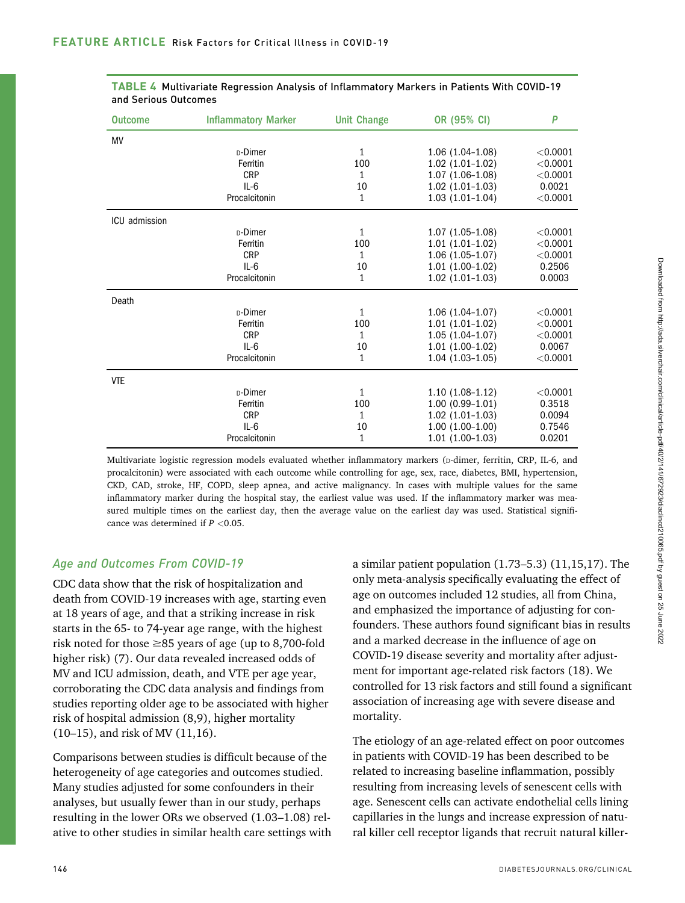**TABLE 4** Multivariate Regression Analysis of Inflammatory Markers in Patients With COVID-19 and Serious Outcomes

| Outcome | Inflammatory Marker | Unit Change | OR (95% CI) | P |
|---|---|---|---|---|
| MV | | | | |
| | D-Dimer | 1 | 1.06 (1.04–1.08) | <0.0001 |
| | Ferritin | 100 | 1.02 (1.01–1.02) | <0.0001 |
| | CRP | 1 | 1.07 (1.06–1.08) | <0.0001 |
| | IL-6 | 10 | 1.02 (1.01–1.03) | 0.0021 |
| | Procalcitonin | 1 | 1.03 (1.01–1.04) | <0.0001 |
| ICU admission | | | | |
| | D-Dimer | 1 | 1.07 (1.05–1.08) | <0.0001 |
| | Ferritin | 100 | 1.01 (1.01–1.02) | <0.0001 |
| | CRP | 1 | 1.06 (1.05–1.07) | <0.0001 |
| | IL-6 | 10 | 1.01 (1.00–1.02) | 0.2506 |
| | Procalcitonin | 1 | 1.02 (1.01–1.03) | 0.0003 |
| Death | | | | |
| | D-Dimer | 1 | 1.06 (1.04–1.07) | <0.0001 |
| | Ferritin | 100 | 1.01 (1.01–1.02) | <0.0001 |
| | CRP | 1 | 1.05 (1.04–1.07) | <0.0001 |
| | IL-6 | 10 | 1.01 (1.00–1.02) | 0.0067 |
| | Procalcitonin | 1 | 1.04 (1.03–1.05) | <0.0001 |
| VTE | | | | |
| | D-Dimer | 1 | 1.10 (1.08–1.12) | <0.0001 |
| | Ferritin | 100 | 1.00 (0.99–1.01) | 0.3518 |
| | CRP | 1 | 1.02 (1.01–1.03) | 0.0094 |
| | IL-6 | 10 | 1.00 (1.00–1.00) | 0.7546 |
| | Procalcitonin | 1 | 1.01 (1.00–1.03) | 0.0201 |

Multivariate logistic regression models evaluated whether inflammatory markers (D-dimer, ferritin, CRP, IL-6, and procalcitonin) were associated with each outcome while controlling for age, sex, race, diabetes, BMI, hypertension, CKD, CAD, stroke, HF, COPD, sleep apnea, and active malignancy. In cases with multiple values for the same inflammatory marker during the hospital stay, the earliest value was used. If the inflammatory marker was measured multiple times on the earliest day, then the average value on the earliest day was used. Statistical significance was determined if $P < 0.05$.

### *Age and Outcomes From COVID-19*

CDC data show that the risk of hospitalization and death from COVID-19 increases with age, starting even at 18 years of age, and that a striking increase in risk starts in the 65- to 74-year age range, with the highest risk noted for those ≥85 years of age (up to 8,700-fold higher risk) (7). Our data revealed increased odds of MV and ICU admission, death, and VTE per age year, corroborating the CDC data analysis and findings from studies reporting older age to be associated with higher risk of hospital admission (8,9), higher mortality (10–15), and risk of MV (11,16).

Comparisons between studies is difficult because of the heterogeneity of age categories and outcomes studied. Many studies adjusted for some confounders in their analyses, but usually fewer than in our study, perhaps resulting in the lower ORs we observed (1.03–1.08) relative to other studies in similar health care settings with a similar patient population (1.73–5.3) (11,15,17). The only meta-analysis specifically evaluating the effect of age on outcomes included 12 studies, all from China, and emphasized the importance of adjusting for confounders. These authors found significant bias in results and a marked decrease in the influence of age on COVID-19 disease severity and mortality after adjustment for important age-related risk factors (18). We controlled for 13 risk factors and still found a significant association of increasing age with severe disease and mortality.

The etiology of an age-related effect on poor outcomes in patients with COVID-19 has been described to be related to increasing baseline inflammation, possibly resulting from increasing levels of senescent cells with age. Senescent cells can activate endothelial cells lining capillaries in the lungs and increase expression of natural killer cell receptor ligands that recruit natural killer-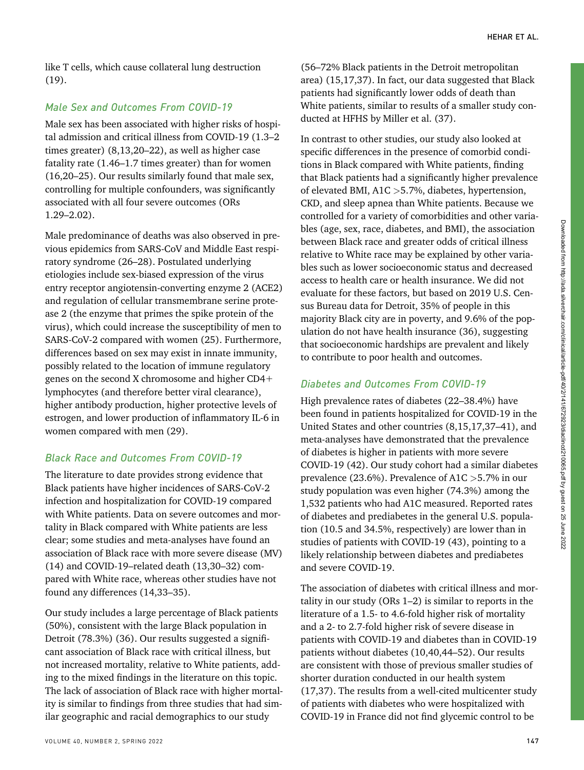like T cells, which cause collateral lung destruction (19).

### *Male Sex and Outcomes From COVID-19*

Male sex has been associated with higher risks of hospital admission and critical illness from COVID-19 (1.3–2 times greater) (8,13,20–22), as well as higher case fatality rate (1.46–1.7 times greater) than for women (16,20–25). Our results similarly found that male sex, controlling for multiple confounders, was significantly associated with all four severe outcomes (ORs 1.29–2.02).

Male predominance of deaths was also observed in previous epidemics from SARS-CoV and Middle East respiratory syndrome (26–28). Postulated underlying etiologies include sex-biased expression of the virus entry receptor angiotensin-converting enzyme 2 (ACE2) and regulation of cellular transmembrane serine protease 2 (the enzyme that primes the spike protein of the virus), which could increase the susceptibility of men to SARS-CoV-2 compared with women (25). Furthermore, differences based on sex may exist in innate immunity, possibly related to the location of immune regulatory genes on the second X chromosome and higher CD4+ lymphocytes (and therefore better viral clearance), higher antibody production, higher protective levels of estrogen, and lower production of inflammatory IL-6 in women compared with men (29).

### *Black Race and Outcomes From COVID-19*

The literature to date provides strong evidence that Black patients have higher incidences of SARS-CoV-2 infection and hospitalization for COVID-19 compared with White patients. Data on severe outcomes and mortality in Black compared with White patients are less clear; some studies and meta-analyses have found an association of Black race with more severe disease (MV) (14) and COVID-19–related death (13,30–32) compared with White race, whereas other studies have not found any differences (14,33–35).

Our study includes a large percentage of Black patients (50%), consistent with the large Black population in Detroit (78.3%) (36). Our results suggested a significant association of Black race with critical illness, but not increased mortality, relative to White patients, adding to the mixed findings in the literature on this topic. The lack of association of Black race with higher mortality is similar to findings from three studies that had similar geographic and racial demographics to our study (56–72% Black patients in the Detroit metropolitan area) (15,17,37). In fact, our data suggested that Black patients had significantly lower odds of death than White patients, similar to results of a smaller study conducted at HFHS by Miller et al. (37).

In contrast to other studies, our study also looked at specific differences in the presence of comorbid conditions in Black compared with White patients, finding that Black patients had a significantly higher prevalence of elevated BMI, A1C >5.7%, diabetes, hypertension, CKD, and sleep apnea than White patients. Because we controlled for a variety of comorbidities and other variables (age, sex, race, diabetes, and BMI), the association between Black race and greater odds of critical illness relative to White race may be explained by other variables such as lower socioeconomic status and decreased access to health care or health insurance. We did not evaluate for these factors, but based on 2019 U.S. Census Bureau data for Detroit, 35% of people in this majority Black city are in poverty, and 9.6% of the population do not have health insurance (36), suggesting that socioeconomic hardships are prevalent and likely to contribute to poor health and outcomes.

### *Diabetes and Outcomes From COVID-19*

High prevalence rates of diabetes (22–38.4%) have been found in patients hospitalized for COVID-19 in the United States and other countries (8,15,17,37–41), and meta-analyses have demonstrated that the prevalence of diabetes is higher in patients with more severe COVID-19 (42). Our study cohort had a similar diabetes prevalence (23.6%). Prevalence of A1C >5.7% in our study population was even higher (74.3%) among the 1,532 patients who had A1C measured. Reported rates of diabetes and prediabetes in the general U.S. population (10.5 and 34.5%, respectively) are lower than in studies of patients with COVID-19 (43), pointing to a likely relationship between diabetes and prediabetes and severe COVID-19.

The association of diabetes with critical illness and mortality in our study (ORs 1–2) is similar to reports in the literature of a 1.5- to 4.6-fold higher risk of mortality and a 2- to 2.7-fold higher risk of severe disease in patients with COVID-19 and diabetes than in COVID-19 patients without diabetes (10,40,44–52). Our results are consistent with those of previous smaller studies of shorter duration conducted in our health system (17,37). The results from a well-cited multicenter study of patients with diabetes who were hospitalized with COVID-19 in France did not find glycemic control to be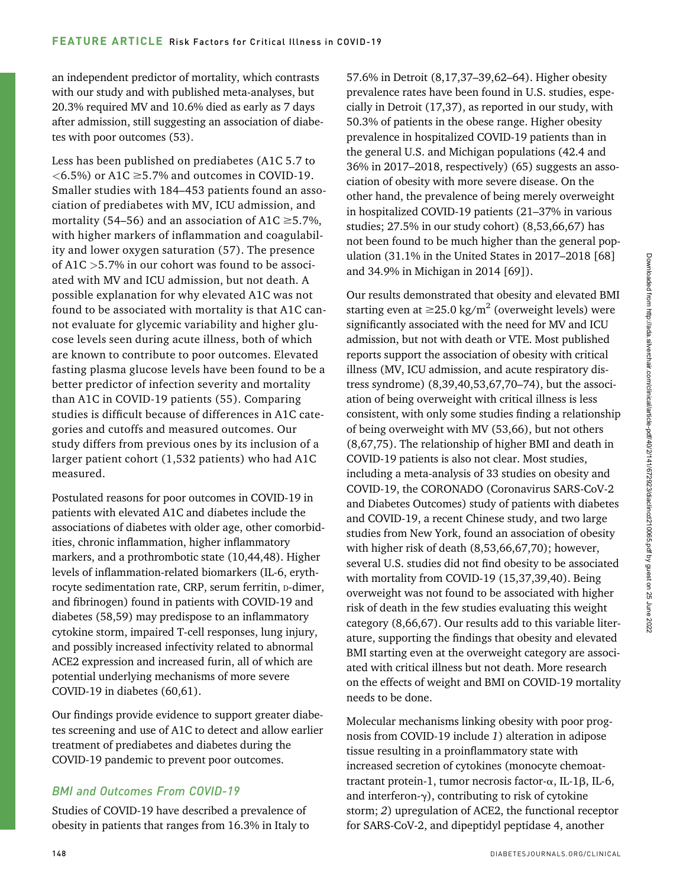an independent predictor of mortality, which contrasts with our study and with published meta-analyses, but 20.3% required MV and 10.6% died as early as 7 days after admission, still suggesting an association of diabetes with poor outcomes (53).

Less has been published on prediabetes (A1C 5.7 to <6.5%) or A1C ≥5.7% and outcomes in COVID-19. Smaller studies with 184–453 patients found an association of prediabetes with MV, ICU admission, and mortality (54–56) and an association of A1C ≥5.7%, with higher markers of inflammation and coagulability and lower oxygen saturation (57). The presence of A1C >5.7% in our cohort was found to be associated with MV and ICU admission, but not death. A possible explanation for why elevated A1C was not found to be associated with mortality is that A1C cannot evaluate for glycemic variability and higher glucose levels seen during acute illness, both of which are known to contribute to poor outcomes. Elevated fasting plasma glucose levels have been found to be a better predictor of infection severity and mortality than A1C in COVID-19 patients (55). Comparing studies is difficult because of differences in A1C categories and cutoffs and measured outcomes. Our study differs from previous ones by its inclusion of a larger patient cohort (1,532 patients) who had A1C measured.

Postulated reasons for poor outcomes in COVID-19 in patients with elevated A1C and diabetes include the associations of diabetes with older age, other comorbidities, chronic inflammation, higher inflammatory markers, and a prothrombotic state (10,44,48). Higher levels of inflammation-related biomarkers (IL-6, erythrocyte sedimentation rate, CRP, serum ferritin, D-dimer, and fibrinogen) found in patients with COVID-19 and diabetes (58,59) may predispose to an inflammatory cytokine storm, impaired T-cell responses, lung injury, and possibly increased infectivity related to abnormal ACE2 expression and increased furin, all of which are potential underlying mechanisms of more severe COVID-19 in diabetes (60,61).

Our findings provide evidence to support greater diabetes screening and use of A1C to detect and allow earlier treatment of prediabetes and diabetes during the COVID-19 pandemic to prevent poor outcomes.

### *BMI and Outcomes From COVID-19*

Studies of COVID-19 have described a prevalence of obesity in patients that ranges from 16.3% in Italy to 57.6% in Detroit (8,17,37–39,62–64). Higher obesity prevalence rates have been found in U.S. studies, especially in Detroit (17,37), as reported in our study, with 50.3% of patients in the obese range. Higher obesity prevalence in hospitalized COVID-19 patients than in the general U.S. and Michigan populations (42.4 and 36% in 2017–2018, respectively) (65) suggests an association of obesity with more severe disease. On the other hand, the prevalence of being merely overweight in hospitalized COVID-19 patients (21–37% in various studies; 27.5% in our study cohort) (8,53,66,67) has not been found to be much higher than the general population (31.1% in the United States in 2017–2018 [68] and 34.9% in Michigan in 2014 [69]).

Our results demonstrated that obesity and elevated BMI starting even at ≥25.0 $kg/m^2$ (overweight levels) were significantly associated with the need for MV and ICU admission, but not with death or VTE. Most published reports support the association of obesity with critical illness (MV, ICU admission, and acute respiratory distress syndrome) (8,39,40,53,67,70–74), but the association of being overweight with critical illness is less consistent, with only some studies finding a relationship of being overweight with MV (53,66), but not others (8,67,75). The relationship of higher BMI and death in COVID-19 patients is also not clear. Most studies, including a meta-analysis of 33 studies on obesity and COVID-19, the CORONADO (Coronavirus SARS-CoV-2 and Diabetes Outcomes) study of patients with diabetes and COVID-19, a recent Chinese study, and two large studies from New York, found an association of obesity with higher risk of death (8,53,66,67,70); however, several U.S. studies did not find obesity to be associated with mortality from COVID-19 (15,37,39,40). Being overweight was not found to be associated with higher risk of death in the few studies evaluating this weight category (8,66,67). Our results add to this variable literature, supporting the findings that obesity and elevated BMI starting even at the overweight category are associated with critical illness but not death. More research on the effects of weight and BMI on COVID-19 mortality needs to be done.

Molecular mechanisms linking obesity with poor prognosis from COVID-19 include *1*) alteration in adipose tissue resulting in a proinflammatory state with increased secretion of cytokines (monocyte chemoattractant protein-1, tumor necrosis factor-α, IL-1β, IL-6, and interferon-γ), contributing to risk of cytokine storm; *2*) upregulation of ACE2, the functional receptor for SARS-CoV-2, and dipeptidyl peptidase 4, another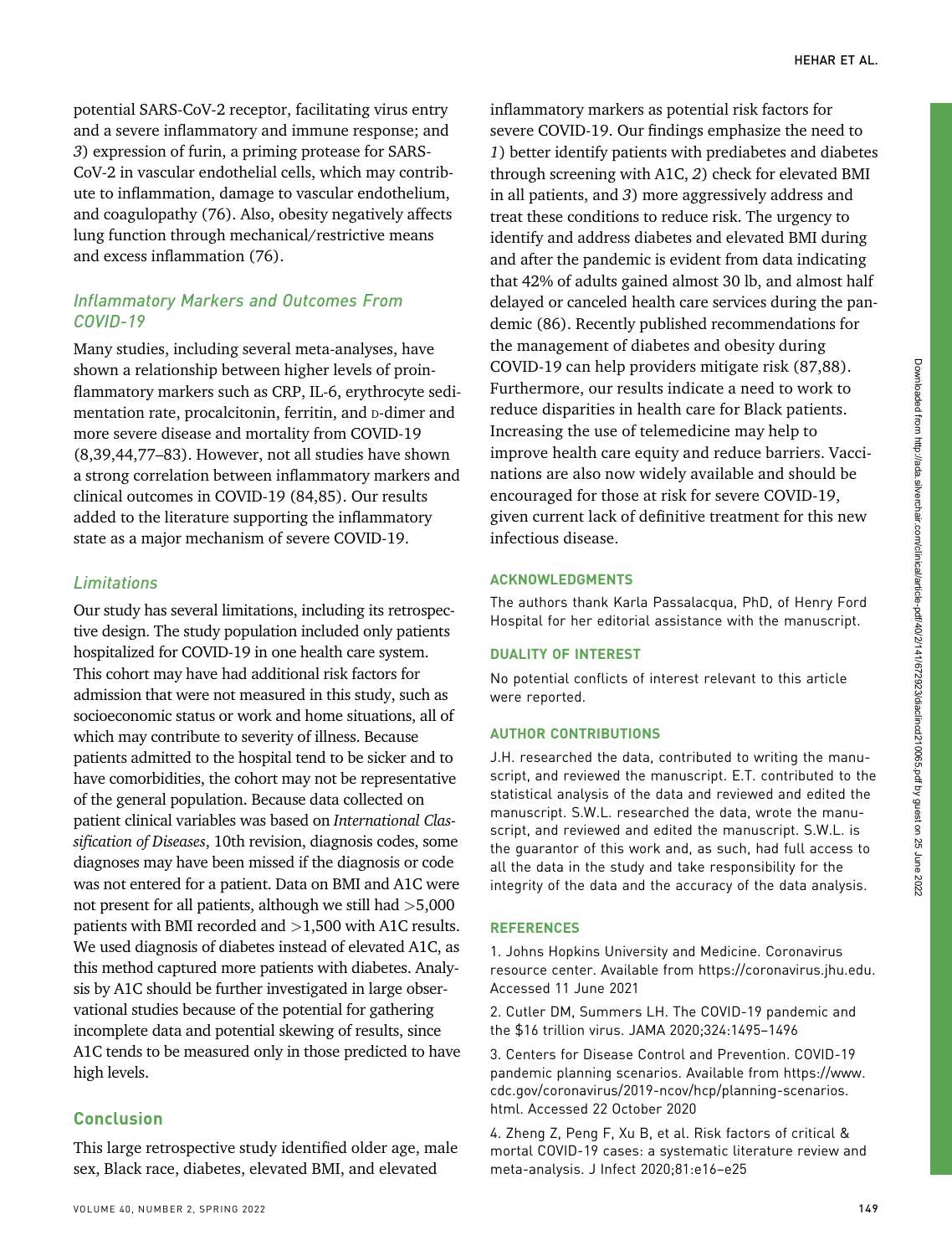potential SARS-CoV-2 receptor, facilitating virus entry and a severe inflammatory and immune response; and *3*) expression of furin, a priming protease for SARS-CoV-2 in vascular endothelial cells, which may contribute to inflammation, damage to vascular endothelium, and coagulopathy (76). Also, obesity negatively affects lung function through mechanical/restrictive means and excess inflammation (76).

### *Inflammatory Markers and Outcomes From COVID-19*

Many studies, including several meta-analyses, have shown a relationship between higher levels of proinflammatory markers such as CRP, IL-6, erythrocyte sedimentation rate, procalcitonin, ferritin, and D-dimer and more severe disease and mortality from COVID-19 (8,39,44,77–83). However, not all studies have shown a strong correlation between inflammatory markers and clinical outcomes in COVID-19 (84,85). Our results added to the literature supporting the inflammatory state as a major mechanism of severe COVID-19.

### *Limitations*

Our study has several limitations, including its retrospective design. The study population included only patients hospitalized for COVID-19 in one health care system. This cohort may have had additional risk factors for admission that were not measured in this study, such as socioeconomic status or work and home situations, all of which may contribute to severity of illness. Because patients admitted to the hospital tend to be sicker and to have comorbidities, the cohort may not be representative of the general population. Because data collected on patient clinical variables was based on *International Classification of Diseases*, 10th revision, diagnosis codes, some diagnoses may have been missed if the diagnosis or code was not entered for a patient. Data on BMI and A1C were not present for all patients, although we still had >5,000 patients with BMI recorded and >1,500 with A1C results. We used diagnosis of diabetes instead of elevated A1C, as this method captured more patients with diabetes. Analysis by A1C should be further investigated in large observational studies because of the potential for gathering incomplete data and potential skewing of results, since A1C tends to be measured only in those predicted to have high levels.

## Conclusion

This large retrospective study identified older age, male sex, Black race, diabetes, elevated BMI, and elevated inflammatory markers as potential risk factors for severe COVID-19. Our findings emphasize the need to *1*) better identify patients with prediabetes and diabetes through screening with A1C, *2*) check for elevated BMI in all patients, and *3*) more aggressively address and treat these conditions to reduce risk. The urgency to identify and address diabetes and elevated BMI during and after the pandemic is evident from data indicating that 42% of adults gained almost 30 lb, and almost half delayed or canceled health care services during the pandemic (86). Recently published recommendations for the management of diabetes and obesity during COVID-19 can help providers mitigate risk (87,88). Furthermore, our results indicate a need to work to reduce disparities in health care for Black patients. Increasing the use of telemedicine may help to improve health care equity and reduce barriers. Vaccinations are also now widely available and should be encouraged for those at risk for severe COVID-19, given current lack of definitive treatment for this new infectious disease.

#### ACKNOWLEDGMENTS

The authors thank Karla Passalacqua, PhD, of Henry Ford Hospital for her editorial assistance with the manuscript.

#### DUALITY OF INTEREST

No potential conflicts of interest relevant to this article were reported.

#### AUTHOR CONTRIBUTIONS

J.H. researched the data, contributed to writing the manuscript, and reviewed the manuscript. E.T. contributed to the statistical analysis of the data and reviewed and edited the manuscript. S.W.L. researched the data, wrote the manuscript, and reviewed and edited the manuscript. S.W.L. is the guarantor of this work and, as such, had full access to all the data in the study and take responsibility for the integrity of the data and the accuracy of the data analysis.

#### REFERENCES

1. Johns Hopkins University and Medicine. Coronavirus resource center. Available from https://coronavirus.jhu.edu. Accessed 11 June 2021

2. Cutler DM, Summers LH. The COVID-19 pandemic and the $16 trillion virus. JAMA 2020;324:1495–1496

3. Centers for Disease Control and Prevention. COVID-19 pandemic planning scenarios. Available from https://www.cdc.gov/coronavirus/2019-ncov/hcp/planning-scenarios.html. Accessed 22 October 2020

4. Zheng Z, Peng F, Xu B, et al. Risk factors of critical & mortal COVID-19 cases: a systematic literature review and meta-analysis. J Infect 2020;81:e16–e25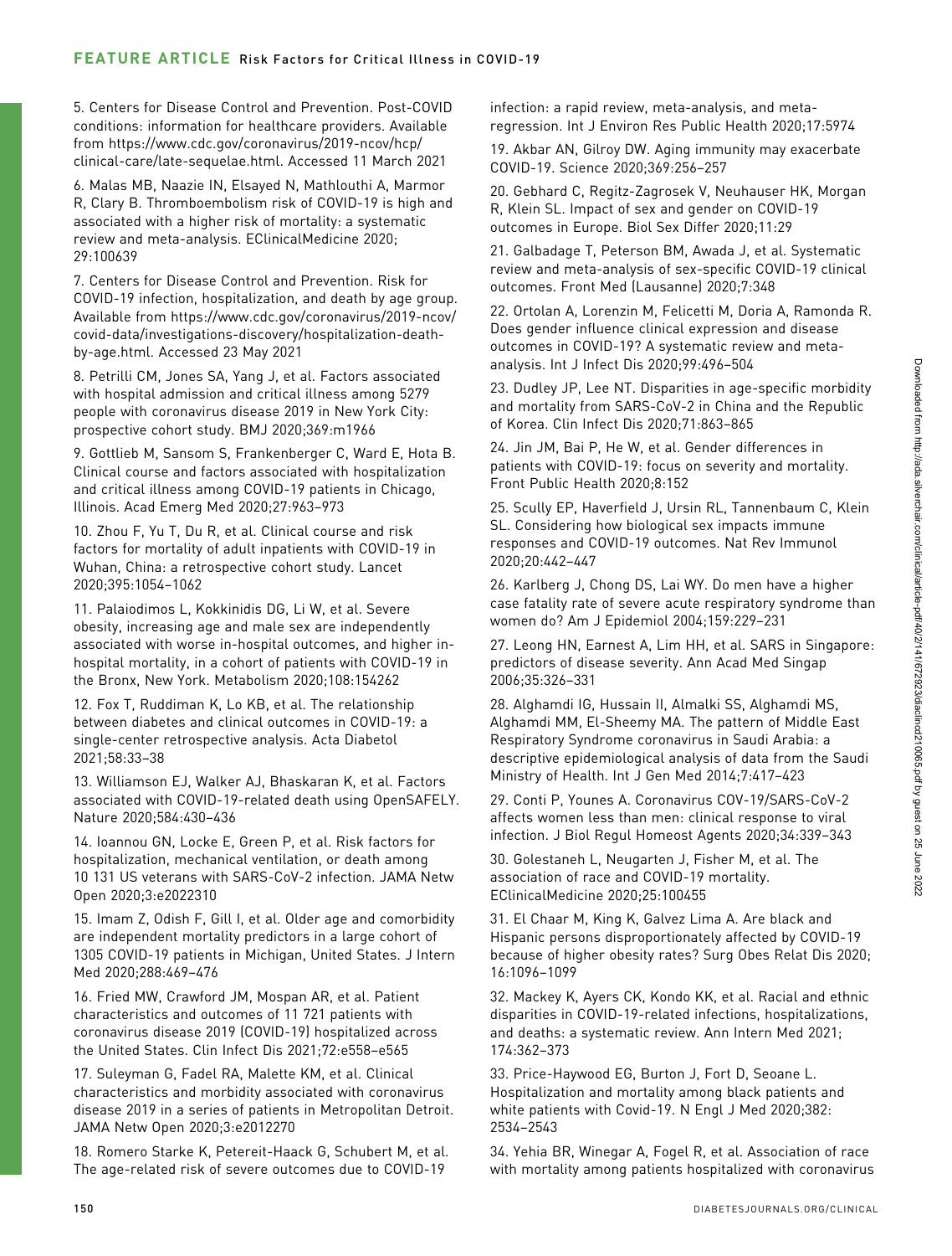5. Centers for Disease Control and Prevention. Post-COVID conditions: information for healthcare providers. Available from https://www.cdc.gov/coronavirus/2019-ncov/hcp/clinical-care/late-sequelae.html. Accessed 11 March 2021

6. Malas MB, Naazie IN, Elsayed N, Mathlouthi A, Marmor R, Clary B. Thromboembolism risk of COVID-19 is high and associated with a higher risk of mortality: a systematic review and meta-analysis. EClinicalMedicine 2020; 29:100639

7. Centers for Disease Control and Prevention. Risk for COVID-19 infection, hospitalization, and death by age group. Available from https://www.cdc.gov/coronavirus/2019-ncov/covid-data/investigations-discovery/hospitalization-death-by-age.html. Accessed 23 May 2021

8. Petrilli CM, Jones SA, Yang J, et al. Factors associated with hospital admission and critical illness among 5279 people with coronavirus disease 2019 in New York City: prospective cohort study. BMJ 2020;369:m1966

9. Gottlieb M, Sansom S, Frankenberger C, Ward E, Hota B. Clinical course and factors associated with hospitalization and critical illness among COVID-19 patients in Chicago, Illinois. Acad Emerg Med 2020;27:963–973

10. Zhou F, Yu T, Du R, et al. Clinical course and risk factors for mortality of adult inpatients with COVID-19 in Wuhan, China: a retrospective cohort study. Lancet 2020;395:1054–1062

11. Palaiodimos L, Kokkinidis DG, Li W, et al. Severe obesity, increasing age and male sex are independently associated with worse in-hospital outcomes, and higher in-hospital mortality, in a cohort of patients with COVID-19 in the Bronx, New York. Metabolism 2020;108:154262

12. Fox T, Ruddiman K, Lo KB, et al. The relationship between diabetes and clinical outcomes in COVID-19: a single-center retrospective analysis. Acta Diabetol 2021;58:33–38

13. Williamson EJ, Walker AJ, Bhaskaran K, et al. Factors associated with COVID-19-related death using OpenSAFELY. Nature 2020;584:430–436

14. Ioannou GN, Locke E, Green P, et al. Risk factors for hospitalization, mechanical ventilation, or death among 10 131 US veterans with SARS-CoV-2 infection. JAMA Netw Open 2020;3:e2022310

15. Imam Z, Odish F, Gill I, et al. Older age and comorbidity are independent mortality predictors in a large cohort of 1305 COVID-19 patients in Michigan, United States. J Intern Med 2020;288:469–476

16. Fried MW, Crawford JM, Mospan AR, et al. Patient characteristics and outcomes of 11 721 patients with coronavirus disease 2019 (COVID-19) hospitalized across the United States. Clin Infect Dis 2021;72:e558–e565

17. Suleyman G, Fadel RA, Malette KM, et al. Clinical characteristics and morbidity associated with coronavirus disease 2019 in a series of patients in Metropolitan Detroit. JAMA Netw Open 2020;3:e2012270

18. Romero Starke K, Petereit-Haack G, Schubert M, et al. The age-related risk of severe outcomes due to COVID-19 infection: a rapid review, meta-analysis, and meta-regression. Int J Environ Res Public Health 2020;17:5974

19. Akbar AN, Gilroy DW. Aging immunity may exacerbate COVID-19. Science 2020;369:256–257

20. Gebhard C, Regitz-Zagrosek V, Neuhauser HK, Morgan R, Klein SL. Impact of sex and gender on COVID-19 outcomes in Europe. Biol Sex Differ 2020;11:29

21. Galbadage T, Peterson BM, Awada J, et al. Systematic review and meta-analysis of sex-specific COVID-19 clinical outcomes. Front Med (Lausanne) 2020;7:348

22. Ortolan A, Lorenzin M, Felicetti M, Doria A, Ramonda R. Does gender influence clinical expression and disease outcomes in COVID-19? A systematic review and meta-analysis. Int J Infect Dis 2020;99:496–504

23. Dudley JP, Lee NT. Disparities in age-specific morbidity and mortality from SARS-CoV-2 in China and the Republic of Korea. Clin Infect Dis 2020;71:863–865

24. Jin JM, Bai P, He W, et al. Gender differences in patients with COVID-19: focus on severity and mortality. Front Public Health 2020;8:152

25. Scully EP, Haverfield J, Ursin RL, Tannenbaum C, Klein SL. Considering how biological sex impacts immune responses and COVID-19 outcomes. Nat Rev Immunol 2020;20:442–447

26. Karlberg J, Chong DS, Lai WY. Do men have a higher case fatality rate of severe acute respiratory syndrome than women do? Am J Epidemiol 2004;159:229–231

27. Leong HN, Earnest A, Lim HH, et al. SARS in Singapore: predictors of disease severity. Ann Acad Med Singap 2006;35:326–331

28. Alghamdi IG, Hussain II, Almalki SS, Alghamdi MS, Alghamdi MM, El-Sheemy MA. The pattern of Middle East Respiratory Syndrome coronavirus in Saudi Arabia: a descriptive epidemiological analysis of data from the Saudi Ministry of Health. Int J Gen Med 2014;7:417–423

29. Conti P, Younes A. Coronavirus COV-19/SARS-CoV-2 affects women less than men: clinical response to viral infection. J Biol Regul Homeost Agents 2020;34:339–343

30. Golestaneh L, Neugarten J, Fisher M, et al. The association of race and COVID-19 mortality. EClinicalMedicine 2020;25:100455

31. El Chaar M, King K, Galvez Lima A. Are black and Hispanic persons disproportionately affected by COVID-19 because of higher obesity rates? Surg Obes Relat Dis 2020; 16:1096–1099

32. Mackey K, Ayers CK, Kondo KK, et al. Racial and ethnic disparities in COVID-19-related infections, hospitalizations, and deaths: a systematic review. Ann Intern Med 2021; 174:362–373

33. Price-Haywood EG, Burton J, Fort D, Seoane L. Hospitalization and mortality among black patients and white patients with Covid-19. N Engl J Med 2020;382: 2534–2543

34. Yehia BR, Winegar A, Fogel R, et al. Association of race with mortality among patients hospitalized with coronavirus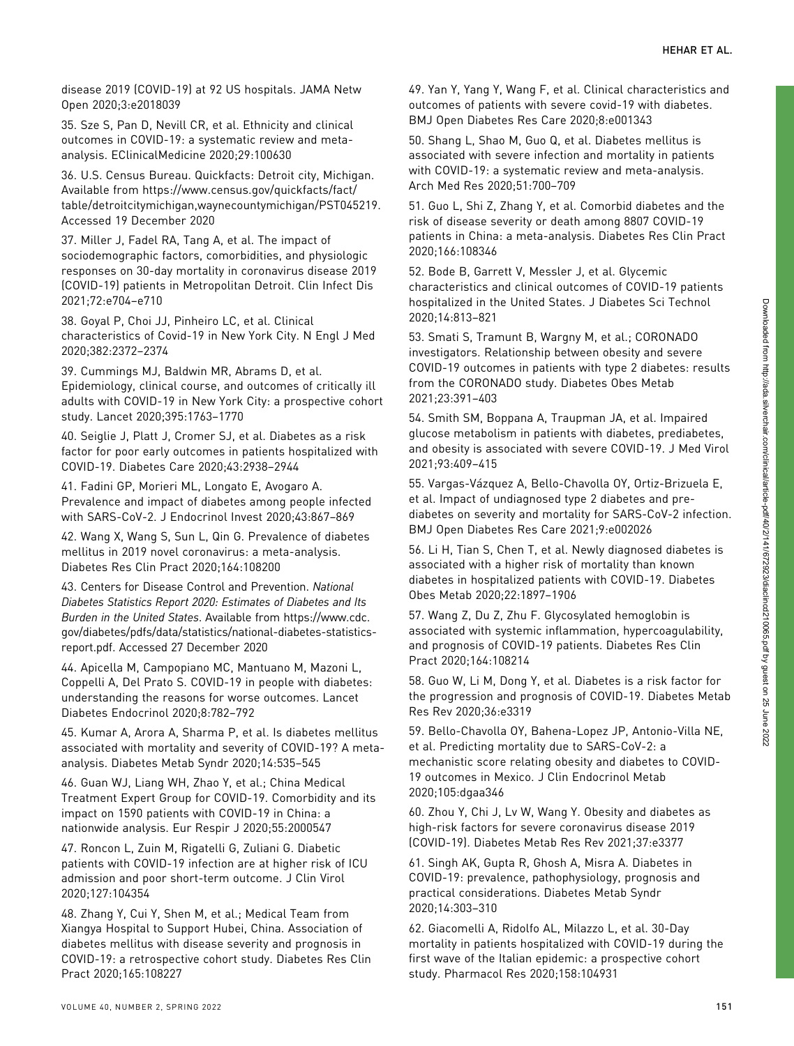disease 2019 (COVID-19) at 92 US hospitals. JAMA Netw Open 2020;3:e2018039

35. Sze S, Pan D, Nevill CR, et al. Ethnicity and clinical outcomes in COVID-19: a systematic review and meta-analysis. EClinicalMedicine 2020;29:100630

36. U.S. Census Bureau. Quickfacts: Detroit city, Michigan. Available from https://www.census.gov/quickfacts/fact/table/detroitcitymichigan,waynecountymichigan/PST045219. Accessed 19 December 2020

37. Miller J, Fadel RA, Tang A, et al. The impact of sociodemographic factors, comorbidities, and physiologic responses on 30-day mortality in coronavirus disease 2019 (COVID-19) patients in Metropolitan Detroit. Clin Infect Dis 2021;72:e704–e710

38. Goyal P, Choi JJ, Pinheiro LC, et al. Clinical characteristics of Covid-19 in New York City. N Engl J Med 2020;382:2372–2374

39. Cummings MJ, Baldwin MR, Abrams D, et al. Epidemiology, clinical course, and outcomes of critically ill adults with COVID-19 in New York City: a prospective cohort study. Lancet 2020;395:1763–1770

40. Seiglie J, Platt J, Cromer SJ, et al. Diabetes as a risk factor for poor early outcomes in patients hospitalized with COVID-19. Diabetes Care 2020;43:2938–2944

41. Fadini GP, Morieri ML, Longato E, Avogaro A. Prevalence and impact of diabetes among people infected with SARS-CoV-2. J Endocrinol Invest 2020;43:867–869

42. Wang X, Wang S, Sun L, Qin G. Prevalence of diabetes mellitus in 2019 novel coronavirus: a meta-analysis. Diabetes Res Clin Pract 2020;164:108200

43. Centers for Disease Control and Prevention. *National Diabetes Statistics Report 2020: Estimates of Diabetes and Its Burden in the United States*. Available from https://www.cdc.gov/diabetes/pdfs/data/statistics/national-diabetes-statistics-report.pdf. Accessed 27 December 2020

44. Apicella M, Campopiano MC, Mantuano M, Mazoni L, Coppelli A, Del Prato S. COVID-19 in people with diabetes: understanding the reasons for worse outcomes. Lancet Diabetes Endocrinol 2020;8:782–792

45. Kumar A, Arora A, Sharma P, et al. Is diabetes mellitus associated with mortality and severity of COVID-19? A meta-analysis. Diabetes Metab Syndr 2020;14:535–545

46. Guan WJ, Liang WH, Zhao Y, et al.; China Medical Treatment Expert Group for COVID-19. Comorbidity and its impact on 1590 patients with COVID-19 in China: a nationwide analysis. Eur Respir J 2020;55:2000547

47. Roncon L, Zuin M, Rigatelli G, Zuliani G. Diabetic patients with COVID-19 infection are at higher risk of ICU admission and poor short-term outcome. J Clin Virol 2020;127:104354

48. Zhang Y, Cui Y, Shen M, et al.; Medical Team from Xiangya Hospital to Support Hubei, China. Association of diabetes mellitus with disease severity and prognosis in COVID-19: a retrospective cohort study. Diabetes Res Clin Pract 2020;165:108227

49. Yan Y, Yang Y, Wang F, et al. Clinical characteristics and outcomes of patients with severe covid-19 with diabetes. BMJ Open Diabetes Res Care 2020;8:e001343

50. Shang L, Shao M, Guo Q, et al. Diabetes mellitus is associated with severe infection and mortality in patients with COVID-19: a systematic review and meta-analysis. Arch Med Res 2020;51:700–709

51. Guo L, Shi Z, Zhang Y, et al. Comorbid diabetes and the risk of disease severity or death among 8807 COVID-19 patients in China: a meta-analysis. Diabetes Res Clin Pract 2020;166:108346

52. Bode B, Garrett V, Messler J, et al. Glycemic characteristics and clinical outcomes of COVID-19 patients hospitalized in the United States. J Diabetes Sci Technol 2020;14:813–821

53. Smati S, Tramunt B, Wargny M, et al.; CORONADO investigators. Relationship between obesity and severe COVID-19 outcomes in patients with type 2 diabetes: results from the CORONADO study. Diabetes Obes Metab 2021;23:391–403

54. Smith SM, Boppana A, Traupman JA, et al. Impaired glucose metabolism in patients with diabetes, prediabetes, and obesity is associated with severe COVID-19. J Med Virol 2021;93:409–415

55. Vargas-Vázquez A, Bello-Chavolla OY, Ortiz-Brizuela E, et al. Impact of undiagnosed type 2 diabetes and pre-diabetes on severity and mortality for SARS-CoV-2 infection. BMJ Open Diabetes Res Care 2021;9:e002026

56. Li H, Tian S, Chen T, et al. Newly diagnosed diabetes is associated with a higher risk of mortality than known diabetes in hospitalized patients with COVID-19. Diabetes Obes Metab 2020;22:1897–1906

57. Wang Z, Du Z, Zhu F. Glycosylated hemoglobin is associated with systemic inflammation, hypercoagulability, and prognosis of COVID-19 patients. Diabetes Res Clin Pract 2020;164:108214

58. Guo W, Li M, Dong Y, et al. Diabetes is a risk factor for the progression and prognosis of COVID-19. Diabetes Metab Res Rev 2020;36:e3319

59. Bello-Chavolla OY, Bahena-Lopez JP, Antonio-Villa NE, et al. Predicting mortality due to SARS-CoV-2: a mechanistic score relating obesity and diabetes to COVID-19 outcomes in Mexico. J Clin Endocrinol Metab 2020;105:dgaa346

60. Zhou Y, Chi J, Lv W, Wang Y. Obesity and diabetes as high-risk factors for severe coronavirus disease 2019 (COVID-19). Diabetes Metab Res Rev 2021;37:e3377

61. Singh AK, Gupta R, Ghosh A, Misra A. Diabetes in COVID-19: prevalence, pathophysiology, prognosis and practical considerations. Diabetes Metab Syndr 2020;14:303–310

62. Giacomelli A, Ridolfo AL, Milazzo L, et al. 30-Day mortality in patients hospitalized with COVID-19 during the first wave of the Italian epidemic: a prospective cohort study. Pharmacol Res 2020;158:104931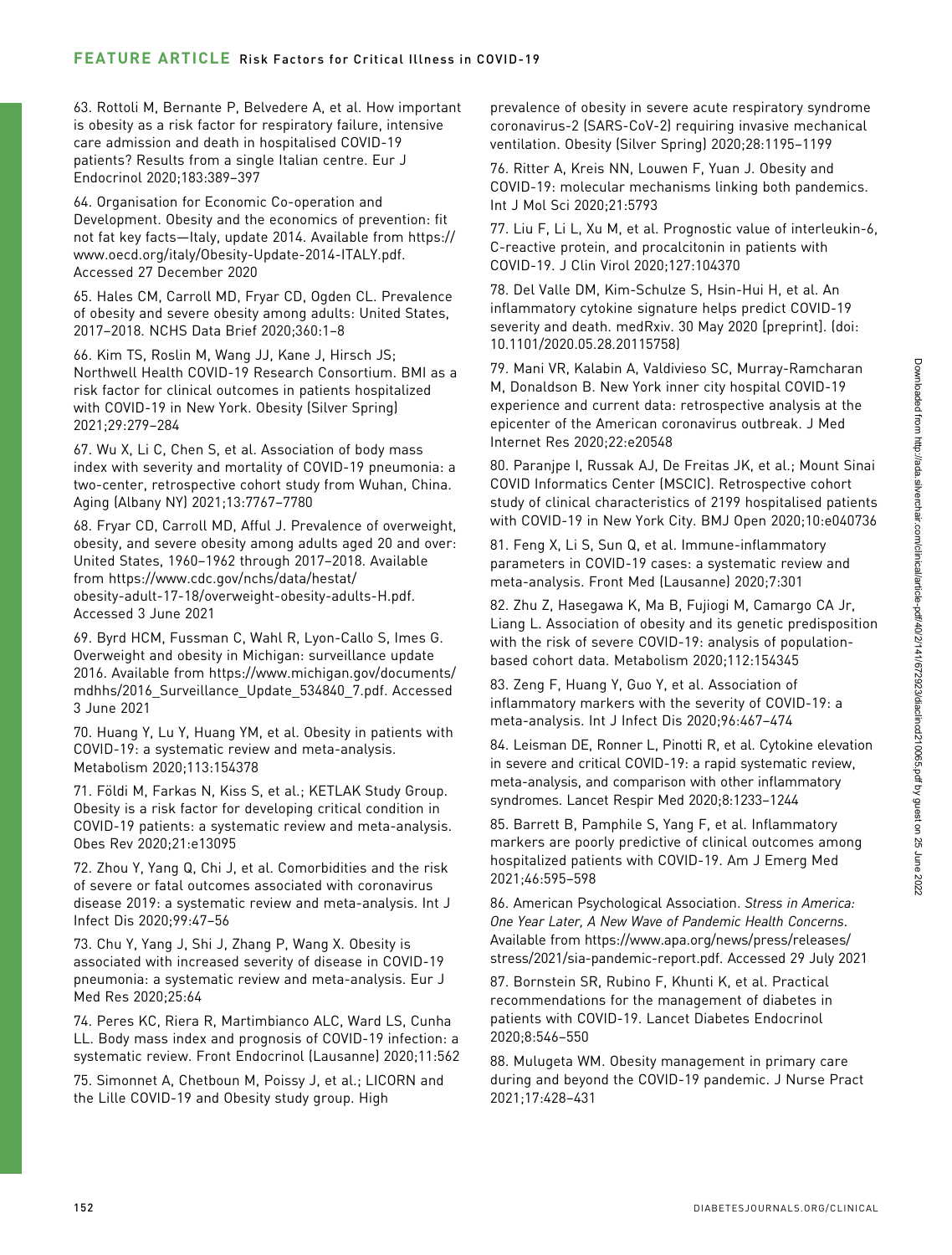63. Rottoli M, Bernante P, Belvedere A, et al. How important is obesity as a risk factor for respiratory failure, intensive care admission and death in hospitalised COVID-19 patients? Results from a single Italian centre. Eur J Endocrinol 2020;183:389–397

64. Organisation for Economic Co-operation and Development. Obesity and the economics of prevention: fit not fat key facts—Italy, update 2014. Available from https://www.oecd.org/italy/Obesity-Update-2014-ITALY.pdf. Accessed 27 December 2020

65. Hales CM, Carroll MD, Fryar CD, Ogden CL. Prevalence of obesity and severe obesity among adults: United States, 2017–2018. NCHS Data Brief 2020;360:1–8

66. Kim TS, Roslin M, Wang JJ, Kane J, Hirsch JS; Northwell Health COVID-19 Research Consortium. BMI as a risk factor for clinical outcomes in patients hospitalized with COVID-19 in New York. Obesity (Silver Spring) 2021;29:279–284

67. Wu X, Li C, Chen S, et al. Association of body mass index with severity and mortality of COVID-19 pneumonia: a two-center, retrospective cohort study from Wuhan, China. Aging (Albany NY) 2021;13:7767–7780

68. Fryar CD, Carroll MD, Afful J. Prevalence of overweight, obesity, and severe obesity among adults aged 20 and over: United States, 1960–1962 through 2017–2018. Available from https://www.cdc.gov/nchs/data/hestat/obesity-adult-17-18/overweight-obesity-adults-H.pdf. Accessed 3 June 2021

69. Byrd HCM, Fussman C, Wahl R, Lyon-Callo S, Imes G. Overweight and obesity in Michigan: surveillance update 2016. Available from https://www.michigan.gov/documents/mdhhs/2016_Surveillance_Update_534840_7.pdf. Accessed 3 June 2021

70. Huang Y, Lu Y, Huang YM, et al. Obesity in patients with COVID-19: a systematic review and meta-analysis. Metabolism 2020;113:154378

71. Földi M, Farkas N, Kiss S, et al.; KETLAK Study Group. Obesity is a risk factor for developing critical condition in COVID-19 patients: a systematic review and meta-analysis. Obes Rev 2020;21:e13095

72. Zhou Y, Yang Q, Chi J, et al. Comorbidities and the risk of severe or fatal outcomes associated with coronavirus disease 2019: a systematic review and meta-analysis. Int J Infect Dis 2020;99:47–56

73. Chu Y, Yang J, Shi J, Zhang P, Wang X. Obesity is associated with increased severity of disease in COVID-19 pneumonia: a systematic review and meta-analysis. Eur J Med Res 2020;25:64

74. Peres KC, Riera R, Martimbianco ALC, Ward LS, Cunha LL. Body mass index and prognosis of COVID-19 infection: a systematic review. Front Endocrinol (Lausanne) 2020;11:562

75. Simonnet A, Chetboun M, Poissy J, et al.; LICORN and the Lille COVID-19 and Obesity study group. High prevalence of obesity in severe acute respiratory syndrome coronavirus-2 (SARS-CoV-2) requiring invasive mechanical ventilation. Obesity (Silver Spring) 2020;28:1195–1199

76. Ritter A, Kreis NN, Louwen F, Yuan J. Obesity and COVID-19: molecular mechanisms linking both pandemics. Int J Mol Sci 2020;21:5793

77. Liu F, Li L, Xu M, et al. Prognostic value of interleukin-6, C-reactive protein, and procalcitonin in patients with COVID-19. J Clin Virol 2020;127:104370

78. Del Valle DM, Kim-Schulze S, Hsin-Hui H, et al. An inflammatory cytokine signature helps predict COVID-19 severity and death. medRxiv. 30 May 2020 [preprint]. (doi: 10.1101/2020.05.28.20115758)

79. Mani VR, Kalabin A, Valdivieso SC, Murray-Ramcharan M, Donaldson B. New York inner city hospital COVID-19 experience and current data: retrospective analysis at the epicenter of the American coronavirus outbreak. J Med Internet Res 2020;22:e20548

80. Paranjpe I, Russak AJ, De Freitas JK, et al.; Mount Sinai COVID Informatics Center (MSCIC). Retrospective cohort study of clinical characteristics of 2199 hospitalised patients with COVID-19 in New York City. BMJ Open 2020;10:e040736

81. Feng X, Li S, Sun Q, et al. Immune-inflammatory parameters in COVID-19 cases: a systematic review and meta-analysis. Front Med (Lausanne) 2020;7:301

82. Zhu Z, Hasegawa K, Ma B, Fujiogi M, Camargo CA Jr, Liang L. Association of obesity and its genetic predisposition with the risk of severe COVID-19: analysis of population-based cohort data. Metabolism 2020;112:154345

83. Zeng F, Huang Y, Guo Y, et al. Association of inflammatory markers with the severity of COVID-19: a meta-analysis. Int J Infect Dis 2020;96:467–474

84. Leisman DE, Ronner L, Pinotti R, et al. Cytokine elevation in severe and critical COVID-19: a rapid systematic review, meta-analysis, and comparison with other inflammatory syndromes. Lancet Respir Med 2020;8:1233–1244

85. Barrett B, Pamphile S, Yang F, et al. Inflammatory markers are poorly predictive of clinical outcomes among hospitalized patients with COVID-19. Am J Emerg Med 2021;46:595–598

86. American Psychological Association. *Stress in America: One Year Later, A New Wave of Pandemic Health Concerns*. Available from https://www.apa.org/news/press/releases/stress/2021/sia-pandemic-report.pdf. Accessed 29 July 2021

87. Bornstein SR, Rubino F, Khunti K, et al. Practical recommendations for the management of diabetes in patients with COVID-19. Lancet Diabetes Endocrinol 2020;8:546–550

88. Mulugeta WM. Obesity management in primary care during and beyond the COVID-19 pandemic. J Nurse Pract 2021;17:428–431